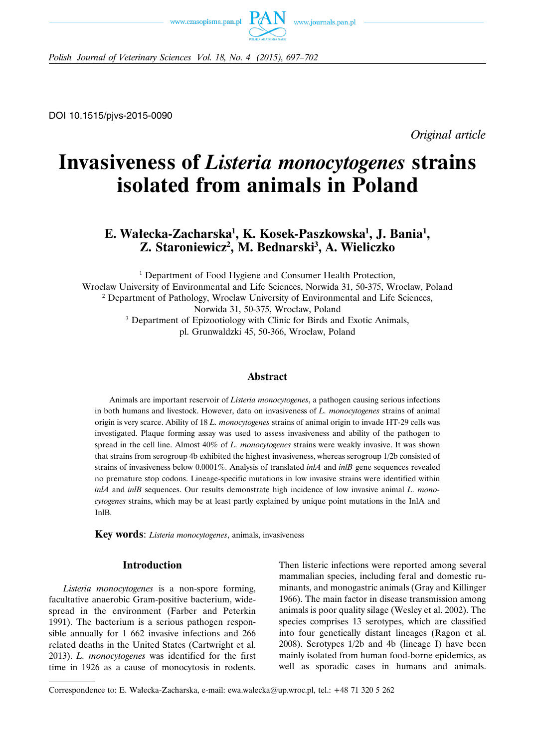DOI 10.1515/pjvs-2015-0090

*Original article*

# Invasiveness of *Listeria monocytogenes* strains isolated from animals in Poland

**E. Wałecka-Zacharska[1], K. Kosek-Paszkowska[1], J. Bania[1], Z. Staroniewicz[2], M. Bednarski[3], A. Wieliczko**

[1] Department of Food Hygiene and Consumer Health Protection, Wrocław University of Environmental and Life Sciences, Norwida 31, 50-375, Wrocław, Poland
[2] Department of Pathology, Wrocław University of Environmental and Life Sciences, Norwida 31, 50-375, Wrocław, Poland
[3] Department of Epizootiology with Clinic for Birds and Exotic Animals, pl. Grunwaldzki 45, 50-366, Wrocław, Poland

## Abstract

Animals are important reservoir of *Listeria monocytogenes*, a pathogen causing serious infections in both humans and livestock. However, data on invasiveness of *L. monocytogenes* strains of animal origin is very scarce. Ability of 18 *L. monocytogenes* strains of animal origin to invade HT-29 cells was investigated. Plaque forming assay was used to assess invasiveness and ability of the pathogen to spread in the cell line. Almost 40% of *L. monocytogenes* strains were weakly invasive. It was shown that strains from serogroup 4b exhibited the highest invasiveness, whereas serogroup 1/2b consisted of strains of invasiveness below 0.0001%. Analysis of translated *inlA* and *inlB* gene sequences revealed no premature stop codons. Lineage-specific mutations in low invasive strains were identified within *inlA* and *inlB* sequences. Our results demonstrate high incidence of low invasive animal *L. monocytogenes* strains, which may be at least partly explained by unique point mutations in the InlA and InlB.

**Key words**: *Listeria monocytogenes*, animals, invasiveness

## Introduction

*Listeria monocytogenes* is a non-spore forming, facultative anaerobic Gram-positive bacterium, widespread in the environment (Farber and Peterkin 1991). The bacterium is a serious pathogen responsible annually for 1 662 invasive infections and 266 related deaths in the United States (Cartwright et al. 2013). *L. monocytogenes* was identified for the first time in 1926 as a cause of monocytosis in rodents. Then listeric infections were reported among several mammalian species, including feral and domestic ruminants, and monogastric animals (Gray and Killinger 1966). The main factor in disease transmission among animals is poor quality silage (Wesley et al. 2002). The species comprises 13 serotypes, which are classified into four genetically distant lineages (Ragon et al. 2008). Serotypes 1/2b and 4b (lineage I) have been mainly isolated from human food-borne epidemics, as well as sporadic cases in humans and animals.

Correspondence to: E. Wałecka-Zacharska, e-mail: ewa.walecka@up.wroc.pl, tel.: +48 71 320 5 262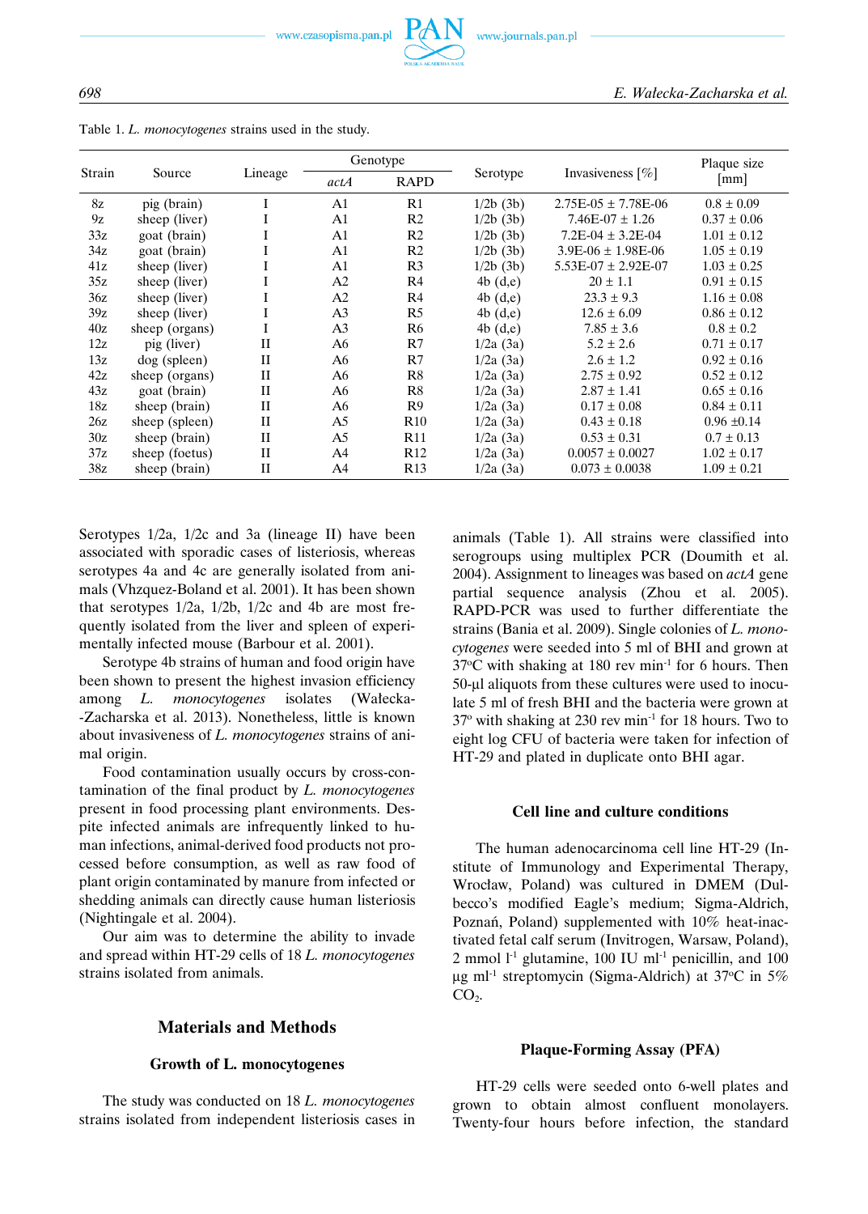Table 1. *L. monocytogenes* strains used in the study.

| Strain | Source | Lineage | Genotype | | Serotype | Invasiveness [%] | Plaque size [mm] |
|---|---|---|---|---|---|---|---|
| | | | *actA* | RAPD | | | |
| 8z | pig (brain) | I | A1 | R1 | 1/2b (3b) | 2.75E-05 ± 7.78E-06 | 0.8 ± 0.09 |
| 9z | sheep (liver) | I | A1 | R2 | 1/2b (3b) | 7.46E-07 ± 1.26 | 0.37 ± 0.06 |
| 33z | goat (brain) | I | A1 | R2 | 1/2b (3b) | 7.2E-04 ± 3.2E-04 | 1.01 ± 0.12 |
| 34z | goat (brain) | I | A1 | R2 | 1/2b (3b) | 3.9E-06 ± 1.98E-06 | 1.05 ± 0.19 |
| 41z | sheep (liver) | I | A1 | R3 | 1/2b (3b) | 5.53E-07 ± 2.92E-07 | 1.03 ± 0.25 |
| 35z | sheep (liver) | I | A2 | R4 | 4b (d,e) | 20 ± 1.1 | 0.91 ± 0.15 |
| 36z | sheep (liver) | I | A2 | R4 | 4b (d,e) | 23.3 ± 9.3 | 1.16 ± 0.08 |
| 39z | sheep (liver) | I | A3 | R5 | 4b (d,e) | 12.6 ± 6.09 | 0.86 ± 0.12 |
| 40z | sheep (organs) | I | A3 | R6 | 4b (d,e) | 7.85 ± 3.6 | 0.8 ± 0.2 |
| 12z | pig (liver) | II | A6 | R7 | 1/2a (3a) | 5.2 ± 2.6 | 0.71 ± 0.17 |
| 13z | dog (spleen) | II | A6 | R7 | 1/2a (3a) | 2.6 ± 1.2 | 0.92 ± 0.16 |
| 42z | sheep (organs) | II | A6 | R8 | 1/2a (3a) | 2.75 ± 0.92 | 0.52 ± 0.12 |
| 43z | goat (brain) | II | A6 | R8 | 1/2a (3a) | 2.87 ± 1.41 | 0.65 ± 0.16 |
| 18z | sheep (brain) | II | A6 | R9 | 1/2a (3a) | 0.17 ± 0.08 | 0.84 ± 0.11 |
| 26z | sheep (spleen) | II | A5 | R10 | 1/2a (3a) | 0.43 ± 0.18 | 0.96 ±0.14 |
| 30z | sheep (brain) | II | A5 | R11 | 1/2a (3a) | 0.53 ± 0.31 | 0.7 ± 0.13 |
| 37z | sheep (foetus) | II | A4 | R12 | 1/2a (3a) | 0.0057 ± 0.0027 | 1.02 ± 0.17 |
| 38z | sheep (brain) | II | A4 | R13 | 1/2a (3a) | 0.073 ± 0.0038 | 1.09 ± 0.21 |

Serotypes 1/2a, 1/2c and 3a (lineage II) have been associated with sporadic cases of listeriosis, whereas serotypes 4a and 4c are generally isolated from animals (Vhzquez-Boland et al. 2001). It has been shown that serotypes 1/2a, 1/2b, 1/2c and 4b are most frequently isolated from the liver and spleen of experimentally infected mouse (Barbour et al. 2001).

Serotype 4b strains of human and food origin have been shown to present the highest invasion efficiency among *L. monocytogenes* isolates (Wałecka-Zacharska et al. 2013). Nonetheless, little is known about invasiveness of *L. monocytogenes* strains of animal origin.

Food contamination usually occurs by cross-contamination of the final product by *L. monocytogenes* present in food processing plant environments. Despite infected animals are infrequently linked to human infections, animal-derived food products not processed before consumption, as well as raw food of plant origin contaminated by manure from infected or shedding animals can directly cause human listeriosis (Nightingale et al. 2004).

Our aim was to determine the ability to invade and spread within HT-29 cells of 18 *L. monocytogenes* strains isolated from animals.

## Materials and Methods

### Growth of L. monocytogenes

The study was conducted on 18 *L. monocytogenes* strains isolated from independent listeriosis cases in animals (Table 1). All strains were classified into serogroups using multiplex PCR (Doumith et al. 2004). Assignment to lineages was based on *actA* gene partial sequence analysis (Zhou et al. 2005). RAPD-PCR was used to further differentiate the strains (Bania et al. 2009). Single colonies of *L. monocytogenes* were seeded into 5 ml of BHI and grown at 37°C with shaking at 180 rev min$^{-1}$ for 6 hours. Then 50-µl aliquots from these cultures were used to inoculate 5 ml of fresh BHI and the bacteria were grown at 37° with shaking at 230 rev min$^{-1}$ for 18 hours. Two to eight log CFU of bacteria were taken for infection of HT-29 and plated in duplicate onto BHI agar.

### Cell line and culture conditions

The human adenocarcinoma cell line HT-29 (Institute of Immunology and Experimental Therapy, Wrocław, Poland) was cultured in DMEM (Dulbecco's modified Eagle's medium; Sigma-Aldrich, Poznań, Poland) supplemented with 10% heat-inactivated fetal calf serum (Invitrogen, Warsaw, Poland), 2 mmol l$^{-1}$ glutamine, 100 IU ml$^{-1}$ penicillin, and 100 µg ml$^{-1}$ streptomycin (Sigma-Aldrich) at 37°C in 5% $CO_2$.

### Plaque-Forming Assay (PFA)

HT-29 cells were seeded onto 6-well plates and grown to obtain almost confluent monolayers. Twenty-four hours before infection, the standard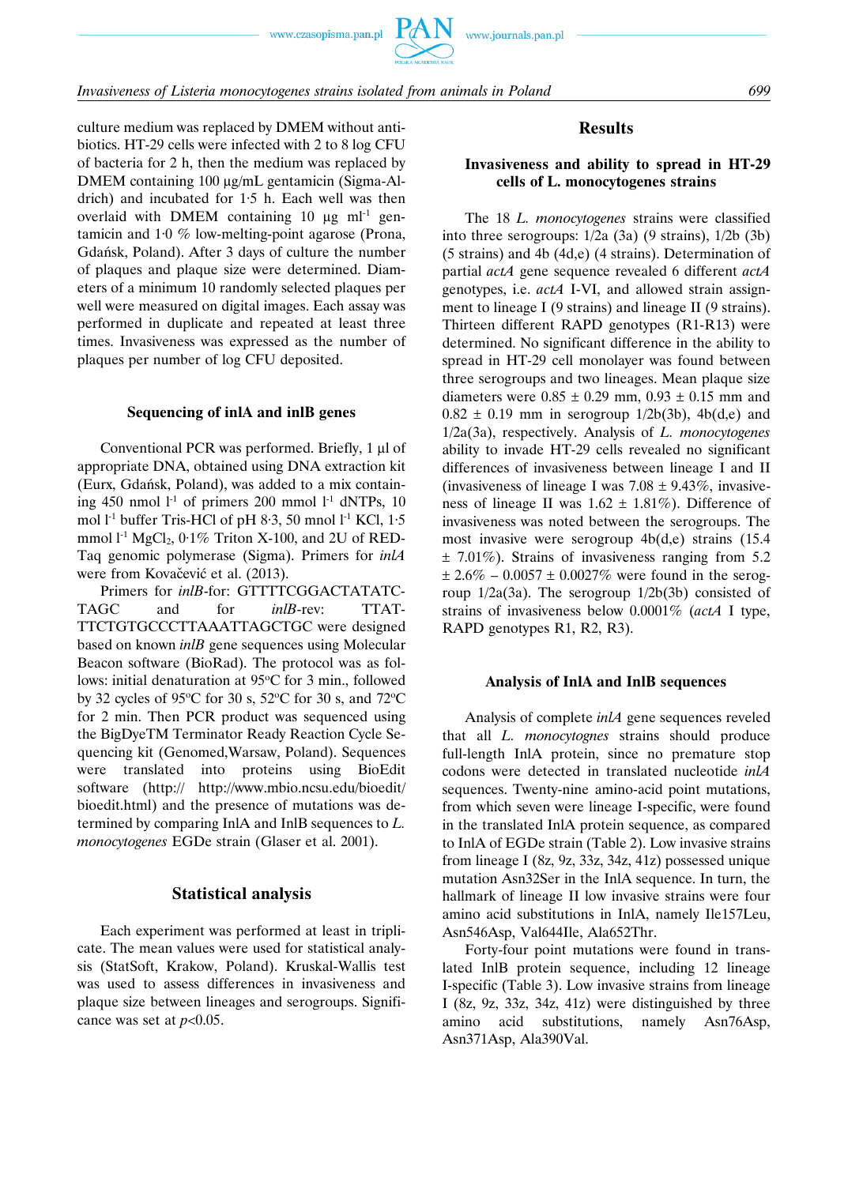culture medium was replaced by DMEM without antibiotics. HT-29 cells were infected with 2 to 8 log CFU of bacteria for 2 h, then the medium was replaced by DMEM containing 100 µg/mL gentamicin (Sigma-Aldrich) and incubated for 1·5 h. Each well was then overlaid with DMEM containing 10 µg $ml^{-1}$ gentamicin and 1·0 % low-melting-point agarose (Prona, Gdańsk, Poland). After 3 days of culture the number of plaques and plaque size were determined. Diameters of a minimum 10 randomly selected plaques per well were measured on digital images. Each assay was performed in duplicate and repeated at least three times. Invasiveness was expressed as the number of plaques per number of log CFU deposited.

### Sequencing of inlA and inlB genes

Conventional PCR was performed. Briefly, 1 µl of appropriate DNA, obtained using DNA extraction kit (Eurx, Gdańsk, Poland), was added to a mix containing 450 nmol $l^{-1}$ of primers 200 mmol $l^{-1}$ dNTPs, 10 mol $l^{-1}$ buffer Tris-HCl of pH 8·3, 50 mnol $l^{-1}$ KCl, 1·5 mmol $l^{-1}$ $MgCl_2$, 0·1% Triton X-100, and 2U of RED-Taq genomic polymerase (Sigma). Primers for *inlA* were from Kovačević et al. (2013).

Primers for *inlB*-for: GTTTTCGGACTATATCTAGC and for *inlB*-rev: TTATTTCTGTGCCCTTAAATTAGCTGC were designed based on known *inlB* gene sequences using Molecular Beacon software (BioRad). The protocol was as follows: initial denaturation at 95°C for 3 min., followed by 32 cycles of 95°C for 30 s, 52°C for 30 s, and 72°C for 2 min. Then PCR product was sequenced using the BigDyeTM Terminator Ready Reaction Cycle Sequencing kit (Genomed,Warsaw, Poland). Sequences were translated into proteins using BioEdit software (http:// http://www.mbio.ncsu.edu/bioedit/bioedit.html) and the presence of mutations was determined by comparing InlA and InlB sequences to *L. monocytogenes* EGDe strain (Glaser et al. 2001).

## Statistical analysis

Each experiment was performed at least in triplicate. The mean values were used for statistical analysis (StatSoft, Krakow, Poland). Kruskal-Wallis test was used to assess differences in invasiveness and plaque size between lineages and serogroups. Significance was set at $p<0.05$.

## Results

### Invasiveness and ability to spread in HT-29 cells of L. monocytogenes strains

The 18 *L. monocytogenes* strains were classified into three serogroups: 1/2a (3a) (9 strains), 1/2b (3b) (5 strains) and 4b (4d,e) (4 strains). Determination of partial *actA* gene sequence revealed 6 different *actA* genotypes, i.e. *actA* I-VI, and allowed strain assignment to lineage I (9 strains) and lineage II (9 strains). Thirteen different RAPD genotypes (R1-R13) were determined. No significant difference in the ability to spread in HT-29 cell monolayer was found between three serogroups and two lineages. Mean plaque size diameters were 0.85 ± 0.29 mm, 0.93 ± 0.15 mm and 0.82 ± 0.19 mm in serogroup 1/2b(3b), 4b(d,e) and 1/2a(3a), respectively. Analysis of *L. monocytogenes* ability to invade HT-29 cells revealed no significant differences of invasiveness between lineage I and II (invasiveness of lineage I was 7.08 ± 9.43%, invasiveness of lineage II was 1.62 ± 1.81%). Difference of invasiveness was noted between the serogroups. The most invasive were serogroup 4b(d,e) strains (15.4 ± 7.01%). Strains of invasiveness ranging from 5.2 ± 2.6% – 0.0057 ± 0.0027% were found in the serogroup 1/2a(3a). The serogroup 1/2b(3b) consisted of strains of invasiveness below 0.0001% (*actA* I type, RAPD genotypes R1, R2, R3).

### Analysis of InlA and InlB sequences

Analysis of complete *inlA* gene sequences reveled that all *L. monocytognes* strains should produce full-length InlA protein, since no premature stop codons were detected in translated nucleotide *inlA* sequences. Twenty-nine amino-acid point mutations, from which seven were lineage I-specific, were found in the translated InlA protein sequence, as compared to InlA of EGDe strain (Table 2). Low invasive strains from lineage I (8z, 9z, 33z, 34z, 41z) possessed unique mutation Asn32Ser in the InlA sequence. In turn, the hallmark of lineage II low invasive strains were four amino acid substitutions in InlA, namely Ile157Leu, Asn546Asp, Val644Ile, Ala652Thr.

Forty-four point mutations were found in translated InlB protein sequence, including 12 lineage I-specific (Table 3). Low invasive strains from lineage I (8z, 9z, 33z, 34z, 41z) were distinguished by three amino acid substitutions, namely Asn76Asp, Asn371Asp, Ala390Val.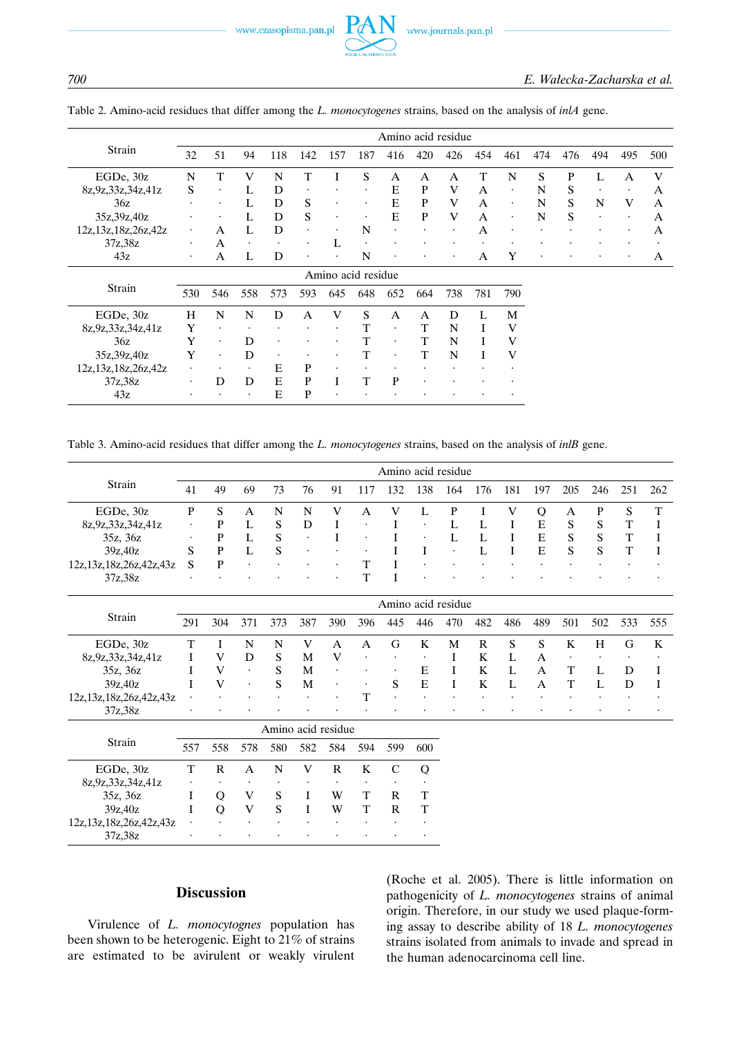Table 2. Amino-acid residues that differ among the *L. monocytogenes* strains, based on the analysis of *inlA* gene.

| Strain | Amino acid residue | | | | | | | | | | | | | | | | |
|---|---|---|---|---|---|---|---|---|---|---|---|---|---|---|---|---|---|
| | 32 | 51 | 94 | 118 | 142 | 157 | 187 | 416 | 420 | 426 | 454 | 461 | 474 | 476 | 494 | 495 | 500 |
| EGDe, 30z | N | T | V | N | T | I | S | A | A | A | T | N | S | P | L | A | V |
| 8z,9z,33z,34z,41z | S | · | L | D | · | · | · | E | P | V | A | · | N | S | · | · | A |
| 36z | · | · | L | D | S | · | · | E | P | V | A | · | N | S | N | V | A |
| 35z,39z,40z | · | · | L | D | S | · | · | E | P | V | A | · | N | S | · | · | A |
| 12z,13z,18z,26z,42z | · | A | L | D | · | · | N | · | · | · | A | · | · | · | · | · | A |
| 37z,38z | · | A | · | · | · | L | · | · | · | · | · | · | · | · | · | · | · |
| 43z | · | A | L | D | · | · | N | · | · | · | A | Y | · | · | · | · | A |

| Strain | Amino acid residue | | | | | | | | | | | |
|---|---|---|---|---|---|---|---|---|---|---|---|---|
| | 530 | 546 | 558 | 573 | 593 | 645 | 648 | 652 | 664 | 738 | 781 | 790 |
| EGDe, 30z | H | N | N | D | A | V | S | A | A | D | L | M |
| 8z,9z,33z,34z,41z | Y | · | · | · | · | · | T | · | T | N | I | V |
| 36z | Y | · | D | · | · | · | T | · | T | N | I | V |
| 35z,39z,40z | Y | · | D | · | · | · | T | · | T | N | I | V |
| 12z,13z,18z,26z,42z | · | · | · | E | P | · | · | · | · | · | · | · |
| 37z,38z | · | D | D | E | P | I | T | P | · | · | · | · |
| 43z | · | · | · | E | P | · | · | · | · | · | · | · |

Table 3. Amino-acid residues that differ among the *L. monocytogenes* strains, based on the analysis of *inlB* gene.

| Strain | Amino acid residue | | | | | | | | | | | | | | | | |
|---|---|---|---|---|---|---|---|---|---|---|---|---|---|---|---|---|---|
| | 41 | 49 | 69 | 73 | 76 | 91 | 117 | 132 | 138 | 164 | 176 | 181 | 197 | 205 | 246 | 251 | 262 |
| EGDe, 30z | P | S | A | N | N | V | A | V | L | P | I | V | Q | A | P | S | T |
| 8z,9z,33z,34z,41z | · | P | L | S | D | I | · | I | · | L | L | I | E | S | S | T | I |
| 35z, 36z | · | P | L | S | · | I | · | I | · | L | L | I | E | S | S | T | I |
| 39z,40z | S | P | L | S | · | · | · | I | I | · | L | I | E | S | S | T | I |
| 12z,13z,18z,26z,42z,43z | S | P | · | · | · | · | T | I | · | · | · | · | · | · | · | · | · |
| 37z,38z | · | · | · | · | · | · | T | I | · | · | · | · | · | · | · | · | · |

| Strain | Amino acid residue | | | | | | | | | | | | | | | | |
|---|---|---|---|---|---|---|---|---|---|---|---|---|---|---|---|---|---|
| | 291 | 304 | 371 | 373 | 387 | 390 | 396 | 445 | 446 | 470 | 482 | 486 | 489 | 501 | 502 | 533 | 555 |
| EGDe, 30z | T | I | N | N | V | A | A | G | K | M | R | S | S | K | H | G | K |
| 8z,9z,33z,34z,41z | I | V | D | S | M | V | · | · | · | I | K | L | A | · | · | · | · |
| 35z, 36z | I | V | · | S | M | · | · | · | E | I | K | L | A | T | L | D | I |
| 39z,40z | I | V | · | S | M | · | · | S | E | I | K | L | A | T | L | D | I |
| 12z,13z,18z,26z,42z,43z | · | · | · | · | · | · | T | · | · | · | · | · | · | · | · | · | · |
| 37z,38z | · | · | · | · | · | · | · | · | · | · | · | · | · | · | · | · | · |

| Strain | Amino acid residue | | | | | | | | |
|---|---|---|---|---|---|---|---|---|---|
| | 557 | 558 | 578 | 580 | 582 | 584 | 594 | 599 | 600 |
| EGDe, 30z | T | R | A | N | V | R | K | C | Q |
| 8z,9z,33z,34z,41z | · | · | · | · | · | · | · | · | · |
| 35z, 36z | I | Q | V | S | I | W | T | R | T |
| 39z,40z | I | Q | V | S | I | W | T | R | T |
| 12z,13z,18z,26z,42z,43z | · | · | · | · | · | · | · | · | · |
| 37z,38z | · | · | · | · | · | · | · | · | · |

## Discussion

Virulence of *L. monocytogenes* population has been shown to be heterogenic. Eight to 21% of strains are estimated to be avirulent or weakly virulent (Roche et al. 2005). There is little information on pathogenicity of *L. monocytogenes* strains of animal origin. Therefore, in our study we used plaque-forming assay to describe ability of 18 *L. monocytogenes* strains isolated from animals to invade and spread in the human adenocarcinoma cell line.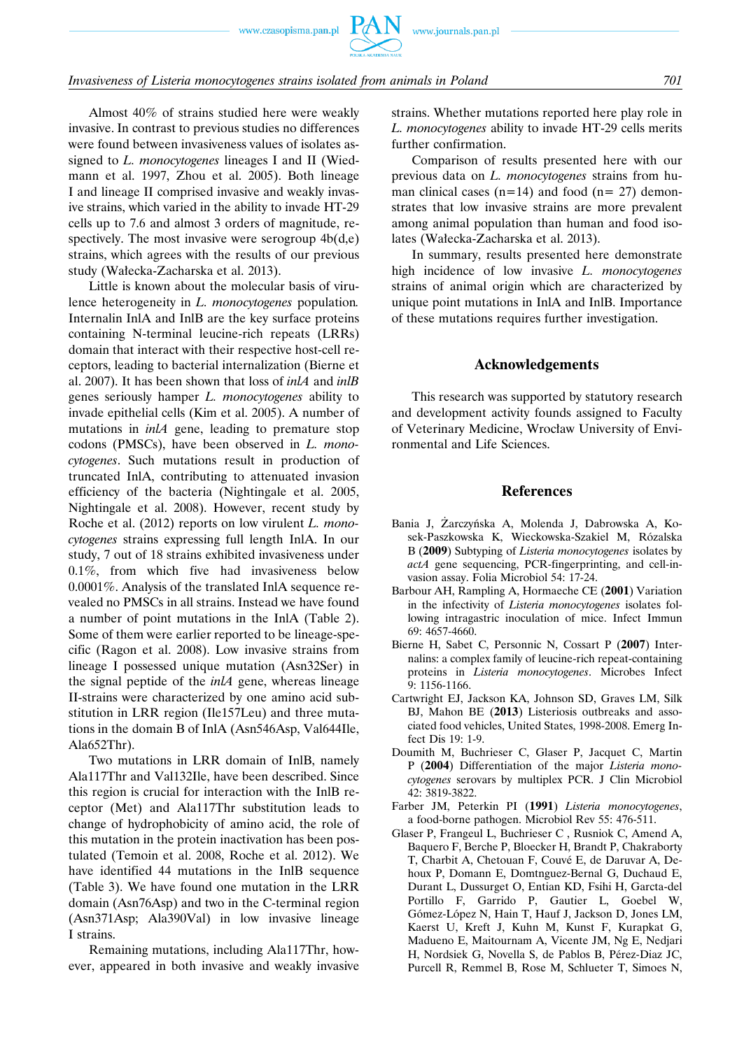Almost 40% of strains studied here were weakly invasive. In contrast to previous studies no differences were found between invasiveness values of isolates assigned to *L. monocytogenes* lineages I and II (Wiedmann et al. 1997, Zhou et al. 2005). Both lineage I and lineage II comprised invasive and weakly invasive strains, which varied in the ability to invade HT-29 cells up to 7.6 and almost 3 orders of magnitude, respectively. The most invasive were serogroup 4b(d,e) strains, which agrees with the results of our previous study (Wałecka-Zacharska et al. 2013).

Little is known about the molecular basis of virulence heterogeneity in *L. monocytogenes* population. Internalin InlA and InlB are the key surface proteins containing N-terminal leucine-rich repeats (LRRs) domain that interact with their respective host-cell receptors, leading to bacterial internalization (Bierne et al. 2007). It has been shown that loss of *inlA* and *inlB* genes seriously hamper *L. monocytogenes* ability to invade epithelial cells (Kim et al. 2005). A number of mutations in *inlA* gene, leading to premature stop codons (PMSCs), have been observed in *L. monocytogenes*. Such mutations result in production of truncated InlA, contributing to attenuated invasion efficiency of the bacteria (Nightingale et al. 2005, Nightingale et al. 2008). However, recent study by Roche et al. (2012) reports on low virulent *L. monocytogenes* strains expressing full length InlA. In our study, 7 out of 18 strains exhibited invasiveness under 0.1%, from which five had invasiveness below 0.0001%. Analysis of the translated InlA sequence revealed no PMSCs in all strains. Instead we have found a number of point mutations in the InlA (Table 2). Some of them were earlier reported to be lineage-specific (Ragon et al. 2008). Low invasive strains from lineage I possessed unique mutation (Asn32Ser) in the signal peptide of the *inlA* gene, whereas lineage II-strains were characterized by one amino acid substitution in LRR region (Ile157Leu) and three mutations in the domain B of InlA (Asn546Asp, Val644Ile, Ala652Thr).

Two mutations in LRR domain of InlB, namely Ala117Thr and Val132Ile, have been described. Since this region is crucial for interaction with the InlB receptor (Met) and Ala117Thr substitution leads to change of hydrophobicity of amino acid, the role of this mutation in the protein inactivation has been postulated (Temoin et al. 2008, Roche et al. 2012). We have identified 44 mutations in the InlB sequence (Table 3). We have found one mutation in the LRR domain (Asn76Asp) and two in the C-terminal region (Asn371Asp; Ala390Val) in low invasive lineage I strains.

Remaining mutations, including Ala117Thr, however, appeared in both invasive and weakly invasive strains. Whether mutations reported here play role in *L. monocytogenes* ability to invade HT-29 cells merits further confirmation.

Comparison of results presented here with our previous data on *L. monocytogenes* strains from human clinical cases (n=14) and food (n= 27) demonstrates that low invasive strains are more prevalent among animal population than human and food isolates (Wałecka-Zacharska et al. 2013).

In summary, results presented here demonstrate high incidence of low invasive *L. monocytogenes* strains of animal origin which are characterized by unique point mutations in InlA and InlB. Importance of these mutations requires further investigation.

## Acknowledgements

This research was supported by statutory research and development activity founds assigned to Faculty of Veterinary Medicine, Wrocław University of Environmental and Life Sciences.

## References

Bania J, Żarczyńska A, Molenda J, Dabrowska A, Kosek-Paszkowska K, Wieckowska-Szakiel M, Rózalska B (**2009**) Subtyping of *Listeria monocytogenes* isolates by *actA* gene sequencing, PCR-fingerprinting, and cell-invasion assay. Folia Microbiol 54: 17-24.

Barbour AH, Rampling A, Hormaeche CE (**2001**) Variation in the infectivity of *Listeria monocytogenes* isolates following intragastric inoculation of mice. Infect Immun 69: 4657-4660.

Bierne H, Sabet C, Personnic N, Cossart P (**2007**) Internalins: a complex family of leucine-rich repeat-containing proteins in *Listeria monocytogenes*. Microbes Infect 9: 1156-1166.

Cartwright EJ, Jackson KA, Johnson SD, Graves LM, Silk BJ, Mahon BE (**2013**) Listeriosis outbreaks and associated food vehicles, United States, 1998-2008. Emerg Infect Dis 19: 1-9.

Doumith M, Buchrieser C, Glaser P, Jacquet C, Martin P (**2004**) Differentiation of the major *Listeria monocytogenes* serovars by multiplex PCR. J Clin Microbiol 42: 3819-3822.

Farber JM, Peterkin PI (**1991**) *Listeria monocytogenes*, a food-borne pathogen. Microbiol Rev 55: 476-511.

Glaser P, Frangeul L, Buchrieser C , Rusniok C, Amend A, Baquero F, Berche P, Bloecker H, Brandt P, Chakraborty T, Charbit A, Chetouan F, Couvé E, de Daruvar A, Dehoux P, Domann E, Domtnguez-Bernal G, Duchaud E, Durant L, Dussurget O, Entian KD, Fsihi H, Garcta-del Portillo F, Garrido P, Gautier L, Goebel W, Gómez-López N, Hain T, Hauf J, Jackson D, Jones LM, Kaerst U, Kreft J, Kuhn M, Kunst F, Kurapkat G, Madueno E, Maitournam A, Vicente JM, Ng E, Nedjari H, Nordsiek G, Novella S, de Pablos B, Pérez-Diaz JC, Purcell R, Remmel B, Rose M, Schlueter T, Simoes N,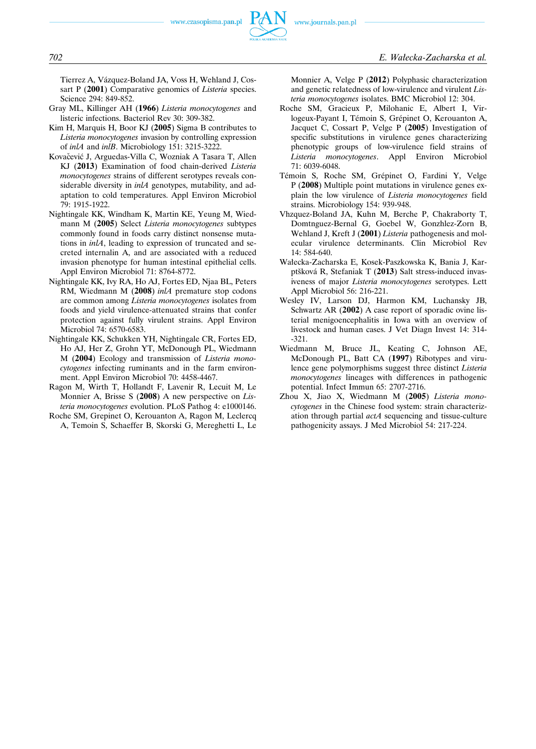Tierrez A, Vázquez-Boland JA, Voss H, Wehland J, Cossart P (**2001**) Comparative genomics of *Listeria* species. Science 294: 849-852.

Gray ML, Killinger AH (**1966**) *Listeria monocytogenes* and listeric infections. Bacteriol Rev 30: 309-382.

Kim H, Marquis H, Boor KJ (**2005**) Sigma B contributes to *Listeria monocytogenes* invasion by controlling expression of *inlA* and *inlB*. Microbiology 151: 3215-3222.

Kovačević J, Arguedas-Villa C, Wozniak A Tasara T, Allen KJ (**2013**) Examination of food chain-derived *Listeria monocytogenes* strains of different serotypes reveals considerable diversity in *inlA* genotypes, mutability, and adaptation to cold temperatures. Appl Environ Microbiol 79: 1915-1922.

Nightingale KK, Windham K, Martin KE, Yeung M, Wiedmann M (**2005**) Select *Listeria monocytogenes* subtypes commonly found in foods carry distinct nonsense mutations in *inlA*, leading to expression of truncated and secreted internalin A, and are associated with a reduced invasion phenotype for human intestinal epithelial cells. Appl Environ Microbiol 71: 8764-8772.

Nightingale KK, Ivy RA, Ho AJ, Fortes ED, Njaa BL, Peters RM, Wiedmann M (**2008**) *inlA* premature stop codons are common among *Listeria monocytogenes* isolates from foods and yield virulence-attenuated strains that confer protection against fully virulent strains. Appl Environ Microbiol 74: 6570-6583.

Nightingale KK, Schukken YH, Nightingale CR, Fortes ED, Ho AJ, Her Z, Grohn YT, McDonough PL, Wiedmann M (**2004**) Ecology and transmission of *Listeria monocytogenes* infecting ruminants and in the farm environment. Appl Environ Microbiol 70: 4458-4467.

Ragon M, Wirth T, Hollandt F, Lavenir R, Lecuit M, Le Monnier A, Brisse S (**2008**) A new perspective on *Listeria monocytogenes* evolution. PLoS Pathog 4: e1000146.

Roche SM, Grepinet O, Kerouanton A, Ragon M, Leclercq A, Temoin S, Schaeffer B, Skorski G, Mereghetti L, Le Monnier A, Velge P (**2012**) Polyphasic characterization and genetic relatedness of low-virulence and virulent *Listeria monocytogenes* isolates. BMC Microbiol 12: 304.

Roche SM, Gracieux P, Milohanic E, Albert I, Virlogeux-Payant I, Témoin S, Grépinet O, Kerouanton A, Jacquet C, Cossart P, Velge P (**2005**) Investigation of specific substitutions in virulence genes characterizing phenotypic groups of low-virulence field strains of *Listeria monocytogenes*. Appl Environ Microbiol 71: 6039-6048.

Témoin S, Roche SM, Grépinet O, Fardini Y, Velge P (**2008**) Multiple point mutations in virulence genes explain the low virulence of *Listeria monocytogenes* field strains. Microbiology 154: 939-948.

Vhzquez-Boland JA, Kuhn M, Berche P, Chakraborty T, Domtnguez-Bernal G, Goebel W, Gonzhlez-Zorn B, Wehland J, Kreft J (**2001**) *Listeria* pathogenesis and molecular virulence determinants. Clin Microbiol Rev 14: 584-640.

Wałecka-Zacharska E, Kosek-Paszkowska K, Bania J, Karpšková R, Stefaniak T (**2013**) Salt stress-induced invasiveness of major *Listeria monocytogenes* serotypes. Lett Appl Microbiol 56: 216-221.

Wesley IV, Larson DJ, Harmon KM, Luchansky JB, Schwartz AR (**2002**) A case report of sporadic ovine listerial menigoencephalitis in Iowa with an overview of livestock and human cases. J Vet Diagn Invest 14: 314--321.

Wiedmann M, Bruce JL, Keating C, Johnson AE, McDonough PL, Batt CA (**1997**) Ribotypes and virulence gene polymorphisms suggest three distinct *Listeria monocytogenes* lineages with differences in pathogenic potential. Infect Immun 65: 2707-2716.

Zhou X, Jiao X, Wiedmann M (**2005**) *Listeria monocytogenes* in the Chinese food system: strain characterization through partial *actA* sequencing and tissue-culture pathogenicity assays. J Med Microbiol 54: 217-224.